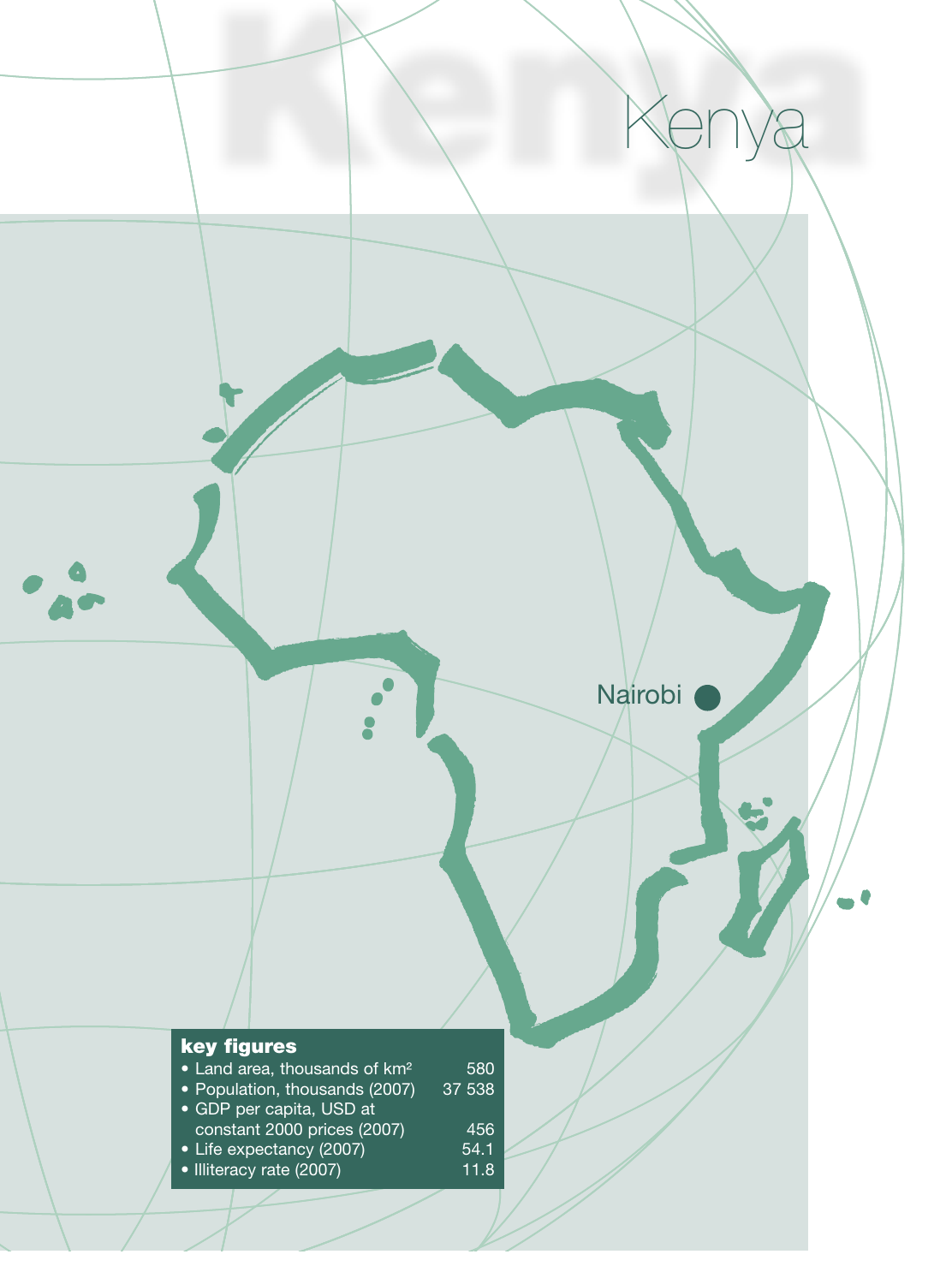# Kenya

Nairobi

## key figures

| | |
|---|---|
| • Land area, thousands of km² | 580 |
| • Population, thousands (2007) | 37 538 |
| • GDP per capita, USD at constant 2000 prices (2007) | 456 |
| • Life expectancy (2007) | 54.1 |
| • Illiteracy rate (2007) | 11.8 |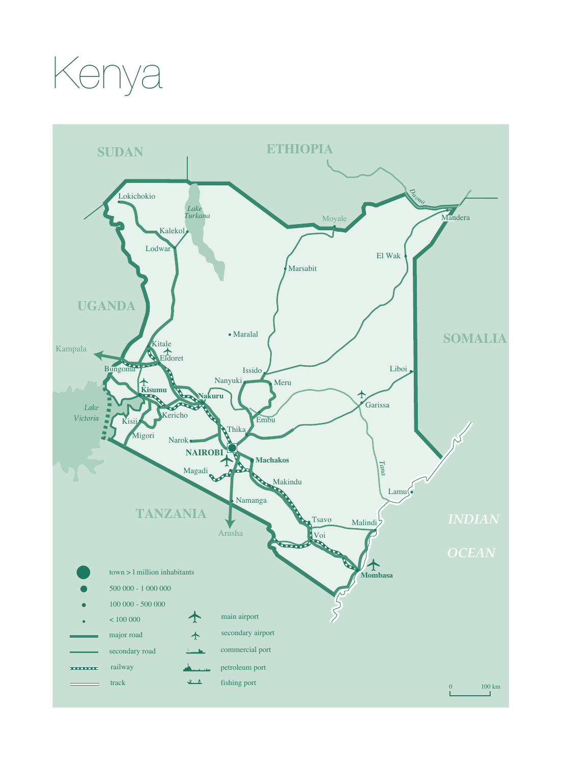# Kenya

SUDAN

ETHIOPIA

UGANDA

SOMALIA

TANZANIA

INDIAN OCEAN

Lokichokio, Lake Turkana, Kalekol, Lodwar, Moyale, Daoua, Mandera, El Wak, Marsabit, Maralal, Kitale, Eldoret, Kampala, Bungoma, Issido, Nanyuki, Meru, Liboi, Kisumu, Nakuru, Garissa, Lake Victoria, Kisii, Kericho, Embu, Migori, Thika, Narok, NAIROBI, Machakos, Magadi, Tana, Makindu, Lamu, Namanga, Tsavo, Malindi, Arusha, Voi, Mombasa

| Symbol | Legend |
| --- | --- |
| ● | town > 1 million inhabitants |
| ● | 500 000 - 1 000 000 |
| • | 100 000 - 500 000 |
| · | < 100 000 |
| | major road |
| | secondary road |
| | railway |
| | track |
| | main airport |
| | secondary airport |
| | commercial port |
| | petroleum port |
| | fishing port |

0 — 100 km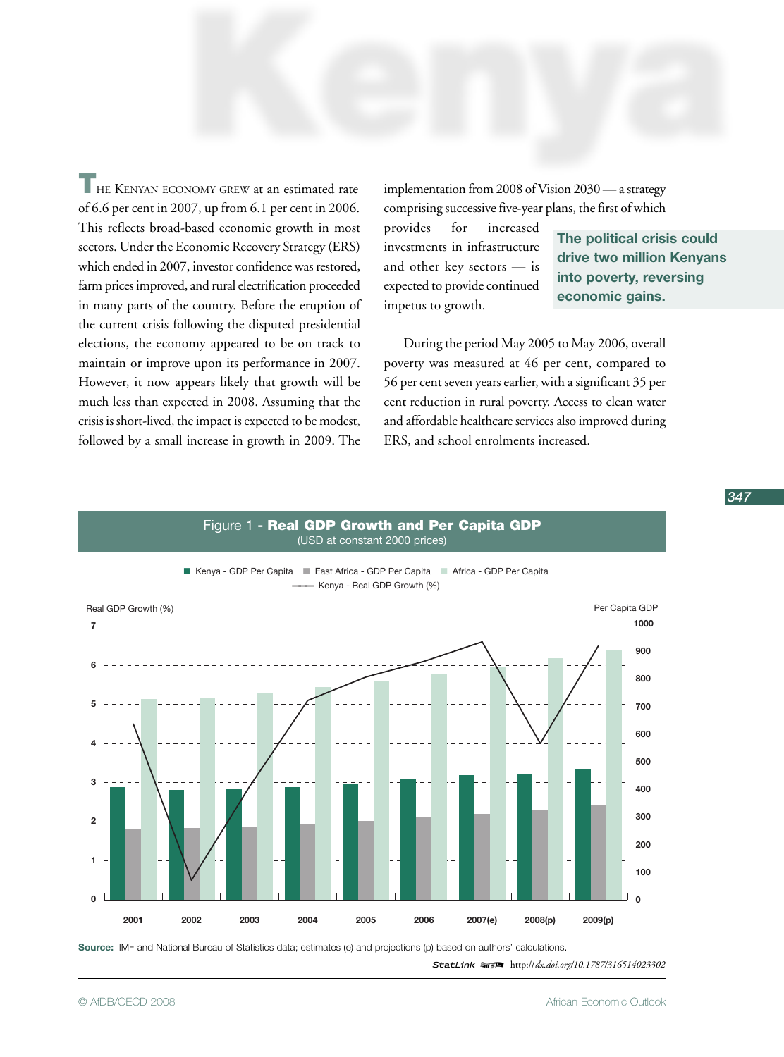# Kenya

THE KENYAN ECONOMY GREW at an estimated rate of 6.6 per cent in 2007, up from 6.1 per cent in 2006. This reflects broad-based economic growth in most sectors. Under the Economic Recovery Strategy (ERS) which ended in 2007, investor confidence was restored, farm prices improved, and rural electrification proceeded in many parts of the country. Before the eruption of the current crisis following the disputed presidential elections, the economy appeared to be on track to maintain or improve upon its performance in 2007. However, it now appears likely that growth will be much less than expected in 2008. Assuming that the crisis is short-lived, the impact is expected to be modest, followed by a small increase in growth in 2009. The implementation from 2008 of Vision 2030 — a strategy comprising successive five-year plans, the first of which provides for increased investments in infrastructure and other key sectors — is expected to provide continued impetus to growth.

**The political crisis could drive two million Kenyans into poverty, reversing economic gains.**

During the period May 2005 to May 2006, overall poverty was measured at 46 per cent, compared to 56 per cent seven years earlier, with a significant 35 per cent reduction in rural poverty. Access to clean water and affordable healthcare services also improved during ERS, and school enrolments increased.

Figure 1 - **Real GDP Growth and Per Capita GDP**
(USD at constant 2000 prices)

Source: IMF and National Bureau of Statistics data; estimates (e) and projections (p) based on authors' calculations.

StatLink http://dx.doi.org/10.1787/316514023302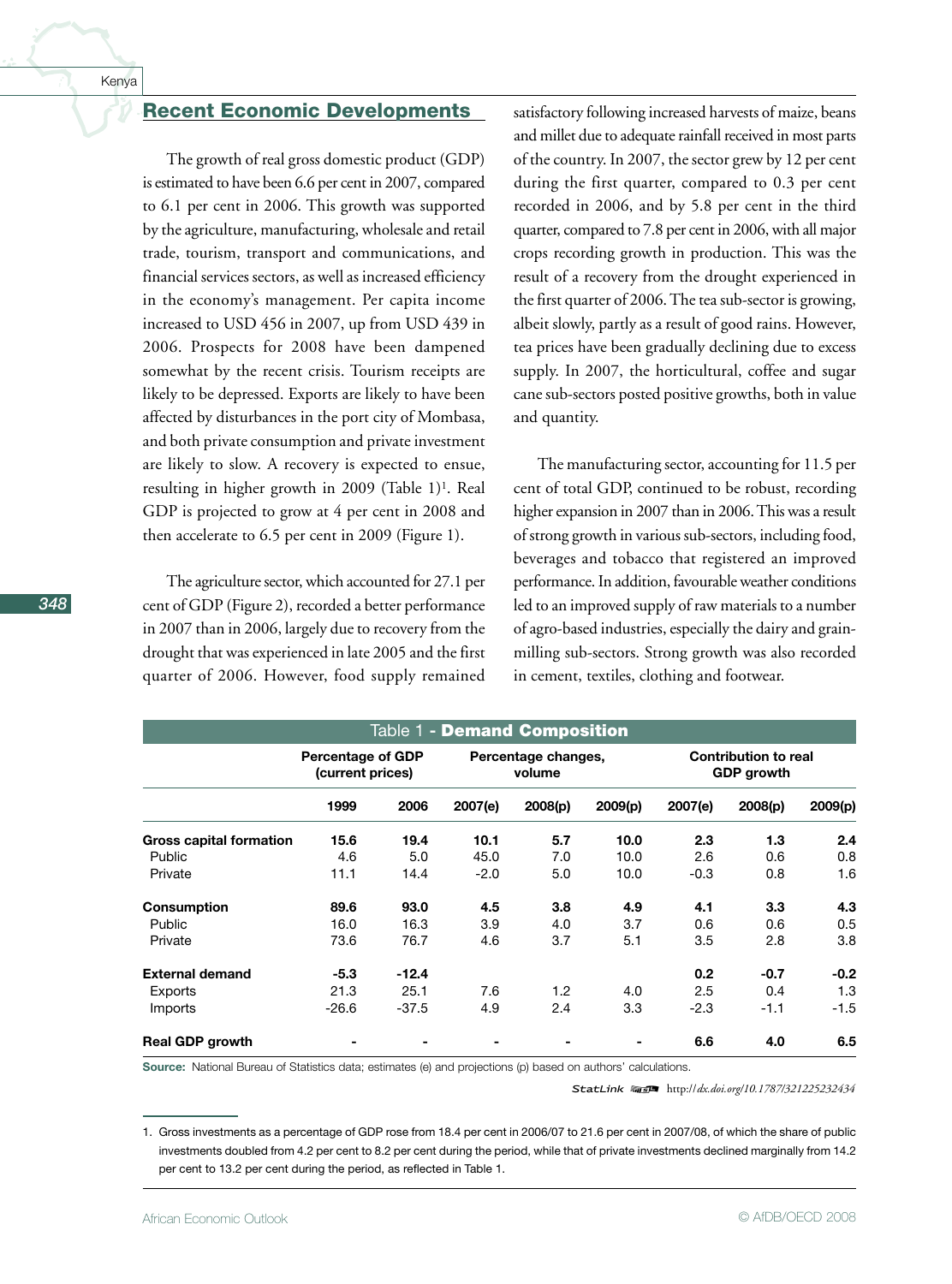## Recent Economic Developments

The growth of real gross domestic product (GDP) is estimated to have been 6.6 per cent in 2007, compared to 6.1 per cent in 2006. This growth was supported by the agriculture, manufacturing, wholesale and retail trade, tourism, transport and communications, and financial services sectors, as well as increased efficiency in the economy's management. Per capita income increased to USD 456 in 2007, up from USD 439 in 2006. Prospects for 2008 have been dampened somewhat by the recent crisis. Tourism receipts are likely to be depressed. Exports are likely to have been affected by disturbances in the port city of Mombasa, and both private consumption and private investment are likely to slow. A recovery is expected to ensue, resulting in higher growth in 2009 (Table 1)[1]. Real GDP is projected to grow at 4 per cent in 2008 and then accelerate to 6.5 per cent in 2009 (Figure 1).

The agriculture sector, which accounted for 27.1 per cent of GDP (Figure 2), recorded a better performance in 2007 than in 2006, largely due to recovery from the drought that was experienced in late 2005 and the first quarter of 2006. However, food supply remained satisfactory following increased harvests of maize, beans and millet due to adequate rainfall received in most parts of the country. In 2007, the sector grew by 12 per cent during the first quarter, compared to 0.3 per cent recorded in 2006, and by 5.8 per cent in the third quarter, compared to 7.8 per cent in 2006, with all major crops recording growth in production. This was the result of a recovery from the drought experienced in the first quarter of 2006. The tea sub-sector is growing, albeit slowly, partly as a result of good rains. However, tea prices have been gradually declining due to excess supply. In 2007, the horticultural, coffee and sugar cane sub-sectors posted positive growths, both in value and quantity.

The manufacturing sector, accounting for 11.5 per cent of total GDP, continued to be robust, recording higher expansion in 2007 than in 2006. This was a result of strong growth in various sub-sectors, including food, beverages and tobacco that registered an improved performance. In addition, favourable weather conditions led to an improved supply of raw materials to a number of agro-based industries, especially the dairy and grain-milling sub-sectors. Strong growth was also recorded in cement, textiles, clothing and footwear.

**Table 1 - Demand Composition**

| | Percentage of GDP (current prices) | | Percentage changes, volume | | | Contribution to real GDP growth | | |
|---|---|---|---|---|---|---|---|---|
| | 1999 | 2006 | 2007(e) | 2008(p) | 2009(p) | 2007(e) | 2008(p) | 2009(p) |
| **Gross capital formation** | **15.6** | **19.4** | **10.1** | **5.7** | **10.0** | **2.3** | **1.3** | **2.4** |
| Public | 4.6 | 5.0 | 45.0 | 7.0 | 10.0 | 2.6 | 0.6 | 0.8 |
| Private | 11.1 | 14.4 | -2.0 | 5.0 | 10.0 | -0.3 | 0.8 | 1.6 |
| **Consumption** | **89.6** | **93.0** | **4.5** | **3.8** | **4.9** | **4.1** | **3.3** | **4.3** |
| Public | 16.0 | 16.3 | 3.9 | 4.0 | 3.7 | 0.6 | 0.6 | 0.5 |
| Private | 73.6 | 76.7 | 4.6 | 3.7 | 5.1 | 3.5 | 2.8 | 3.8 |
| **External demand** | **-5.3** | **-12.4** | | | | **0.2** | **-0.7** | **-0.2** |
| Exports | 21.3 | 25.1 | 7.6 | 1.2 | 4.0 | 2.5 | 0.4 | 1.3 |
| Imports | -26.6 | -37.5 | 4.9 | 2.4 | 3.3 | -2.3 | -1.1 | -1.5 |
| **Real GDP growth** | - | - | - | - | - | **6.6** | **4.0** | **6.5** |

**Source:** National Bureau of Statistics data; estimates (e) and projections (p) based on authors' calculations.

StatLink http://dx.doi.org/10.1787/321225232434

1. Gross investments as a percentage of GDP rose from 18.4 per cent in 2006/07 to 21.6 per cent in 2007/08, of which the share of public investments doubled from 4.2 per cent to 8.2 per cent during the period, while that of private investments declined marginally from 14.2 per cent to 13.2 per cent during the period, as reflected in Table 1.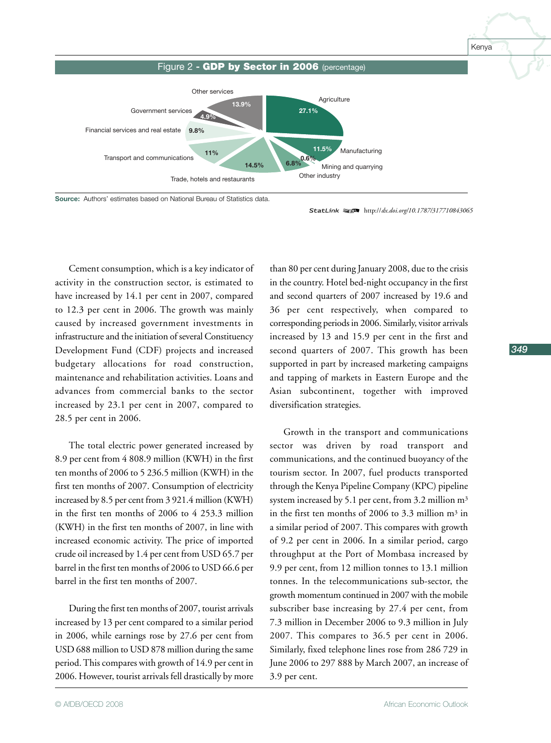Figure 2 - **GDP by Sector in 2006** (percentage)

| Sector | Percentage |
|---|---|
| Agriculture | 27.1% |
| Manufacturing | 11.5% |
| Mining and quarrying | 0.6% |
| Other industry | 6.8% |
| Trade, hotels and restaurants | 14.5% |
| Transport and communications | 11% |
| Financial services and real estate | 9.8% |
| Government services | 4.9% |
| Other services | 13.9% |

**Source:** Authors' estimates based on National Bureau of Statistics data.

StatLink http://dx.doi.org/10.1787/317710843065

Cement consumption, which is a key indicator of activity in the construction sector, is estimated to have increased by 14.1 per cent in 2007, compared to 12.3 per cent in 2006. The growth was mainly caused by increased government investments in infrastructure and the initiation of several Constituency Development Fund (CDF) projects and increased budgetary allocations for road construction, maintenance and rehabilitation activities. Loans and advances from commercial banks to the sector increased by 23.1 per cent in 2007, compared to 28.5 per cent in 2006.

The total electric power generated increased by 8.9 per cent from 4 808.9 million (KWH) in the first ten months of 2006 to 5 236.5 million (KWH) in the first ten months of 2007. Consumption of electricity increased by 8.5 per cent from 3 921.4 million (KWH) in the first ten months of 2006 to 4 253.3 million (KWH) in the first ten months of 2007, in line with increased economic activity. The price of imported crude oil increased by 1.4 per cent from USD 65.7 per barrel in the first ten months of 2006 to USD 66.6 per barrel in the first ten months of 2007.

During the first ten months of 2007, tourist arrivals increased by 13 per cent compared to a similar period in 2006, while earnings rose by 27.6 per cent from USD 688 million to USD 878 million during the same period. This compares with growth of 14.9 per cent in 2006. However, tourist arrivals fell drastically by more than 80 per cent during January 2008, due to the crisis in the country. Hotel bed-night occupancy in the first and second quarters of 2007 increased by 19.6 and 36 per cent respectively, when compared to corresponding periods in 2006. Similarly, visitor arrivals increased by 13 and 15.9 per cent in the first and second quarters of 2007. This growth has been supported in part by increased marketing campaigns and tapping of markets in Eastern Europe and the Asian subcontinent, together with improved diversification strategies.

Growth in the transport and communications sector was driven by road transport and communications, and the continued buoyancy of the tourism sector. In 2007, fuel products transported through the Kenya Pipeline Company (KPC) pipeline system increased by 5.1 per cent, from 3.2 million $m^3$ in the first ten months of 2006 to 3.3 million $m^3$ in a similar period of 2007. This compares with growth of 9.2 per cent in 2006. In a similar period, cargo throughput at the Port of Mombasa increased by 9.9 per cent, from 12 million tonnes to 13.1 million tonnes. In the telecommunications sub-sector, the growth momentum continued in 2007 with the mobile subscriber base increasing by 27.4 per cent, from 7.3 million in December 2006 to 9.3 million in July 2007. This compares to 36.5 per cent in 2006. Similarly, fixed telephone lines rose from 286 729 in June 2006 to 297 888 by March 2007, an increase of 3.9 per cent.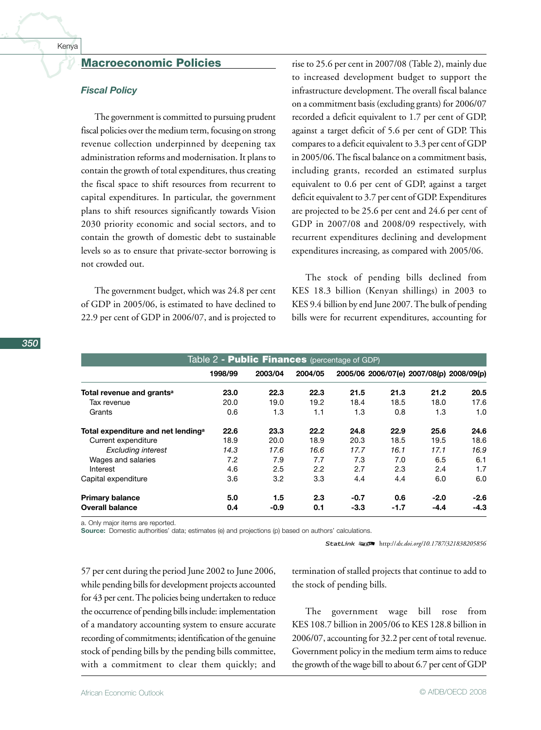## Macroeconomic Policies

### Fiscal Policy

The government is committed to pursuing prudent fiscal policies over the medium term, focusing on strong revenue collection underpinned by deepening tax administration reforms and modernisation. It plans to contain the growth of total expenditures, thus creating the fiscal space to shift resources from recurrent to capital expenditures. In particular, the government plans to shift resources significantly towards Vision 2030 priority economic and social sectors, and to contain the growth of domestic debt to sustainable levels so as to ensure that private-sector borrowing is not crowded out.

The government budget, which was 24.8 per cent of GDP in 2005/06, is estimated to have declined to 22.9 per cent of GDP in 2006/07, and is projected to rise to 25.6 per cent in 2007/08 (Table 2), mainly due to increased development budget to support the infrastructure development. The overall fiscal balance on a commitment basis (excluding grants) for 2006/07 recorded a deficit equivalent to 1.7 per cent of GDP, against a target deficit of 5.6 per cent of GDP. This compares to a deficit equivalent to 3.3 per cent of GDP in 2005/06. The fiscal balance on a commitment basis, including grants, recorded an estimated surplus equivalent to 0.6 per cent of GDP, against a target deficit equivalent to 3.7 per cent of GDP. Expenditures are projected to be 25.6 per cent and 24.6 per cent of GDP in 2007/08 and 2008/09 respectively, with recurrent expenditures declining and development expenditures increasing, as compared with 2005/06.

The stock of pending bills declined from KES 18.3 billion (Kenyan shillings) in 2003 to KES 9.4 billion by end June 2007. The bulk of pending bills were for recurrent expenditures, accounting for 57 per cent during the period June 2002 to June 2006, while pending bills for development projects accounted for 43 per cent. The policies being undertaken to reduce the occurrence of pending bills include: implementation of a mandatory accounting system to ensure accurate recording of commitments; identification of the genuine stock of pending bills by the pending bills committee, with a commitment to clear them quickly; and termination of stalled projects that continue to add to the stock of pending bills.

The government wage bill rose from KES 108.7 billion in 2005/06 to KES 128.8 billion in 2006/07, accounting for 32.2 per cent of total revenue. Government policy in the medium term aims to reduce the growth of the wage bill to about 6.7 per cent of GDP

**Table 2 - Public Finances** (percentage of GDP)

| | 1998/99 | 2003/04 | 2004/05 | 2005/06 | 2006/07(e) | 2007/08(p) | 2008/09(p) |
|---|---|---|---|---|---|---|---|
| **Total revenue and grants[a]** | **23.0** | **22.3** | **22.3** | **21.5** | **21.3** | **21.2** | **20.5** |
| Tax revenue | 20.0 | 19.0 | 19.2 | 18.4 | 18.5 | 18.0 | 17.6 |
| Grants | 0.6 | 1.3 | 1.1 | 1.3 | 0.8 | 1.3 | 1.0 |
| **Total expenditure and net lending[a]** | **22.6** | **23.3** | **22.2** | **24.8** | **22.9** | **25.6** | **24.6** |
| Current expenditure | 18.9 | 20.0 | 18.9 | 20.3 | 18.5 | 19.5 | 18.6 |
| *Excluding interest* | *14.3* | *17.6* | *16.6* | *17.7* | *16.1* | *17.1* | *16.9* |
| Wages and salaries | 7.2 | 7.9 | 7.7 | 7.3 | 7.0 | 6.5 | 6.1 |
| Interest | 4.6 | 2.5 | 2.2 | 2.7 | 2.3 | 2.4 | 1.7 |
| Capital expenditure | 3.6 | 3.2 | 3.3 | 4.4 | 4.4 | 6.0 | 6.0 |
| **Primary balance** | **5.0** | **1.5** | **2.3** | **-0.7** | **0.6** | **-2.0** | **-2.6** |
| **Overall balance** | **0.4** | **-0.9** | **0.1** | **-3.3** | **-1.7** | **-4.4** | **-4.3** |

a. Only major items are reported.
**Source:** Domestic authorities' data; estimates (e) and projections (p) based on authors' calculations.

StatLink http://dx.doi.org/10.1787/321838205856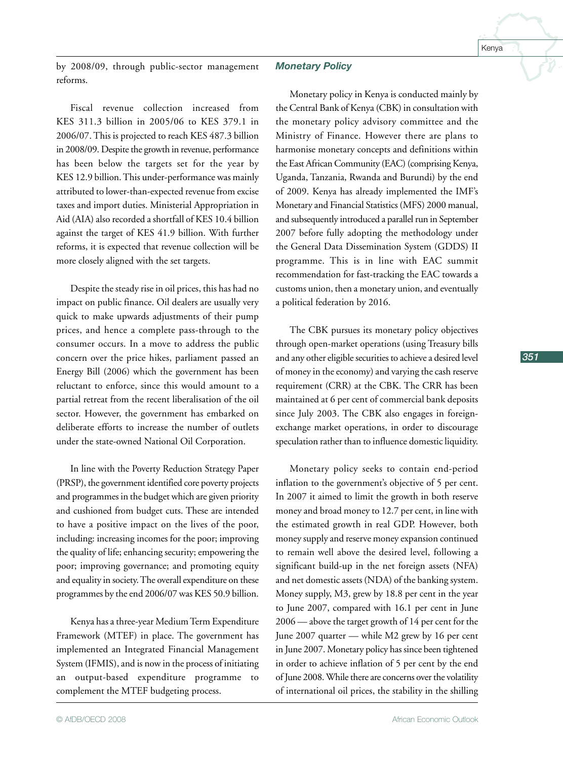by 2008/09, through public-sector management reforms.

Fiscal revenue collection increased from KES 311.3 billion in 2005/06 to KES 379.1 in 2006/07. This is projected to reach KES 487.3 billion in 2008/09. Despite the growth in revenue, performance has been below the targets set for the year by KES 12.9 billion. This under-performance was mainly attributed to lower-than-expected revenue from excise taxes and import duties. Ministerial Appropriation in Aid (AIA) also recorded a shortfall of KES 10.4 billion against the target of KES 41.9 billion. With further reforms, it is expected that revenue collection will be more closely aligned with the set targets.

Despite the steady rise in oil prices, this has had no impact on public finance. Oil dealers are usually very quick to make upwards adjustments of their pump prices, and hence a complete pass-through to the consumer occurs. In a move to address the public concern over the price hikes, parliament passed an Energy Bill (2006) which the government has been reluctant to enforce, since this would amount to a partial retreat from the recent liberalisation of the oil sector. However, the government has embarked on deliberate efforts to increase the number of outlets under the state-owned National Oil Corporation.

In line with the Poverty Reduction Strategy Paper (PRSP), the government identified core poverty projects and programmes in the budget which are given priority and cushioned from budget cuts. These are intended to have a positive impact on the lives of the poor, including: increasing incomes for the poor; improving the quality of life; enhancing security; empowering the poor; improving governance; and promoting equity and equality in society. The overall expenditure on these programmes by the end 2006/07 was KES 50.9 billion.

Kenya has a three-year Medium Term Expenditure Framework (MTEF) in place. The government has implemented an Integrated Financial Management System (IFMIS), and is now in the process of initiating an output-based expenditure programme to complement the MTEF budgeting process.

### *Monetary Policy*

Monetary policy in Kenya is conducted mainly by the Central Bank of Kenya (CBK) in consultation with the monetary policy advisory committee and the Ministry of Finance. However there are plans to harmonise monetary concepts and definitions within the East African Community (EAC) (comprising Kenya, Uganda, Tanzania, Rwanda and Burundi) by the end of 2009. Kenya has already implemented the IMF's Monetary and Financial Statistics (MFS) 2000 manual, and subsequently introduced a parallel run in September 2007 before fully adopting the methodology under the General Data Dissemination System (GDDS) II programme. This is in line with EAC summit recommendation for fast-tracking the EAC towards a customs union, then a monetary union, and eventually a political federation by 2016.

The CBK pursues its monetary policy objectives through open-market operations (using Treasury bills and any other eligible securities to achieve a desired level of money in the economy) and varying the cash reserve requirement (CRR) at the CBK. The CRR has been maintained at 6 per cent of commercial bank deposits since July 2003. The CBK also engages in foreign-exchange market operations, in order to discourage speculation rather than to influence domestic liquidity.

Monetary policy seeks to contain end-period inflation to the government's objective of 5 per cent. In 2007 it aimed to limit the growth in both reserve money and broad money to 12.7 per cent, in line with the estimated growth in real GDP. However, both money supply and reserve money expansion continued to remain well above the desired level, following a significant build-up in the net foreign assets (NFA) and net domestic assets (NDA) of the banking system. Money supply, M3, grew by 18.8 per cent in the year to June 2007, compared with 16.1 per cent in June 2006 — above the target growth of 14 per cent for the June 2007 quarter — while M2 grew by 16 per cent in June 2007. Monetary policy has since been tightened in order to achieve inflation of 5 per cent by the end of June 2008. While there are concerns over the volatility of international oil prices, the stability in the shilling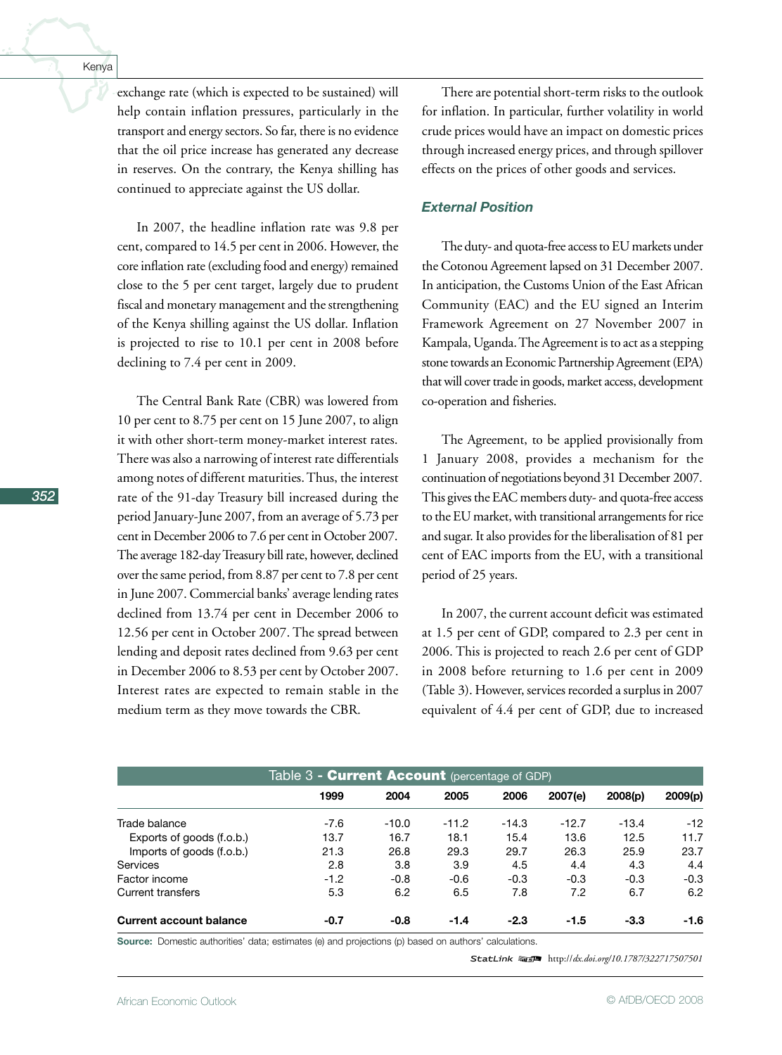exchange rate (which is expected to be sustained) will help contain inflation pressures, particularly in the transport and energy sectors. So far, there is no evidence that the oil price increase has generated any decrease in reserves. On the contrary, the Kenya shilling has continued to appreciate against the US dollar.

In 2007, the headline inflation rate was 9.8 per cent, compared to 14.5 per cent in 2006. However, the core inflation rate (excluding food and energy) remained close to the 5 per cent target, largely due to prudent fiscal and monetary management and the strengthening of the Kenya shilling against the US dollar. Inflation is projected to rise to 10.1 per cent in 2008 before declining to 7.4 per cent in 2009.

The Central Bank Rate (CBR) was lowered from 10 per cent to 8.75 per cent on 15 June 2007, to align it with other short-term money-market interest rates. There was also a narrowing of interest rate differentials among notes of different maturities. Thus, the interest rate of the 91-day Treasury bill increased during the period January-June 2007, from an average of 5.73 per cent in December 2006 to 7.6 per cent in October 2007. The average 182-day Treasury bill rate, however, declined over the same period, from 8.87 per cent to 7.8 per cent in June 2007. Commercial banks' average lending rates declined from 13.74 per cent in December 2006 to 12.56 per cent in October 2007. The spread between lending and deposit rates declined from 9.63 per cent in December 2006 to 8.53 per cent by October 2007. Interest rates are expected to remain stable in the medium term as they move towards the CBR.

There are potential short-term risks to the outlook for inflation. In particular, further volatility in world crude prices would have an impact on domestic prices through increased energy prices, and through spillover effects on the prices of other goods and services.

### *External Position*

The duty- and quota-free access to EU markets under the Cotonou Agreement lapsed on 31 December 2007. In anticipation, the Customs Union of the East African Community (EAC) and the EU signed an Interim Framework Agreement on 27 November 2007 in Kampala, Uganda. The Agreement is to act as a stepping stone towards an Economic Partnership Agreement (EPA) that will cover trade in goods, market access, development co-operation and fisheries.

The Agreement, to be applied provisionally from 1 January 2008, provides a mechanism for the continuation of negotiations beyond 31 December 2007. This gives the EAC members duty- and quota-free access to the EU market, with transitional arrangements for rice and sugar. It also provides for the liberalisation of 81 per cent of EAC imports from the EU, with a transitional period of 25 years.

In 2007, the current account deficit was estimated at 1.5 per cent of GDP, compared to 2.3 per cent in 2006. This is projected to reach 2.6 per cent of GDP in 2008 before returning to 1.6 per cent in 2009 (Table 3). However, services recorded a surplus in 2007 equivalent of 4.4 per cent of GDP, due to increased

**Table 3 - Current Account** (percentage of GDP)

| | 1999 | 2004 | 2005 | 2006 | 2007(e) | 2008(p) | 2009(p) |
|---|---|---|---|---|---|---|---|
| Trade balance | -7.6 | -10.0 | -11.2 | -14.3 | -12.7 | -13.4 | -12 |
| Exports of goods (f.o.b.) | 13.7 | 16.7 | 18.1 | 15.4 | 13.6 | 12.5 | 11.7 |
| Imports of goods (f.o.b.) | 21.3 | 26.8 | 29.3 | 29.7 | 26.3 | 25.9 | 23.7 |
| Services | 2.8 | 3.8 | 3.9 | 4.5 | 4.4 | 4.3 | 4.4 |
| Factor income | -1.2 | -0.8 | -0.6 | -0.3 | -0.3 | -0.3 | -0.3 |
| Current transfers | 5.3 | 6.2 | 6.5 | 7.8 | 7.2 | 6.7 | 6.2 |
| **Current account balance** | **-0.7** | **-0.8** | **-1.4** | **-2.3** | **-1.5** | **-3.3** | **-1.6** |

**Source:** Domestic authorities' data; estimates (e) and projections (p) based on authors' calculations.

StatLink http://dx.doi.org/10.1787/322717507501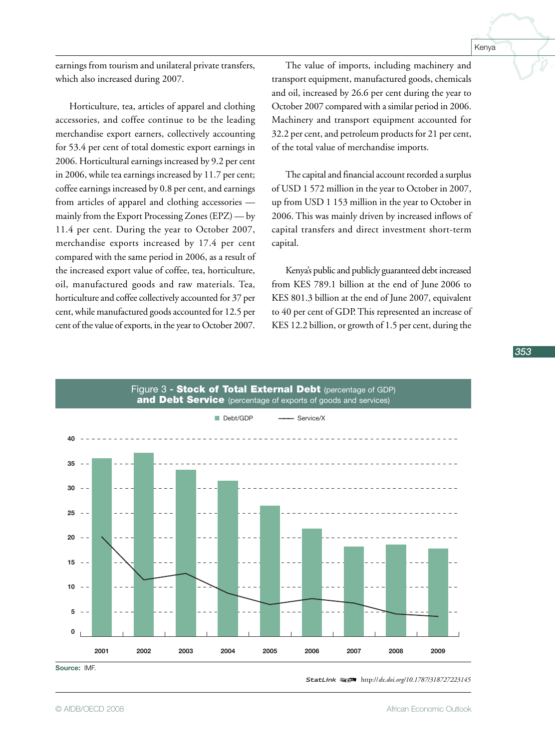earnings from tourism and unilateral private transfers, which also increased during 2007.

Horticulture, tea, articles of apparel and clothing accessories, and coffee continue to be the leading merchandise export earners, collectively accounting for 53.4 per cent of total domestic export earnings in 2006. Horticultural earnings increased by 9.2 per cent in 2006, while tea earnings increased by 11.7 per cent; coffee earnings increased by 0.8 per cent, and earnings from articles of apparel and clothing accessories — mainly from the Export Processing Zones (EPZ) — by 11.4 per cent. During the year to October 2007, merchandise exports increased by 17.4 per cent compared with the same period in 2006, as a result of the increased export value of coffee, tea, horticulture, oil, manufactured goods and raw materials. Tea, horticulture and coffee collectively accounted for 37 per cent, while manufactured goods accounted for 12.5 per cent of the value of exports, in the year to October 2007.

The value of imports, including machinery and transport equipment, manufactured goods, chemicals and oil, increased by 26.6 per cent during the year to October 2007 compared with a similar period in 2006. Machinery and transport equipment accounted for 32.2 per cent, and petroleum products for 21 per cent, of the total value of merchandise imports.

The capital and financial account recorded a surplus of USD 1 572 million in the year to October in 2007, up from USD 1 153 million in the year to October in 2006. This was mainly driven by increased inflows of capital transfers and direct investment short-term capital.

Kenya's public and publicly guaranteed debt increased from KES 789.1 billion at the end of June 2006 to KES 801.3 billion at the end of June 2007, equivalent to 40 per cent of GDP. This represented an increase of KES 12.2 billion, or growth of 1.5 per cent, during the

**Figure 3 - Stock of Total External Debt** (percentage of GDP) **and Debt Service** (percentage of exports of goods and services)

Legend: Debt/GDP (bars); Service/X (line)

Years: 2001, 2002, 2003, 2004, 2005, 2006, 2007, 2008, 2009

**Source:** IMF.

StatLink http://dx.doi.org/10.1787/318727223145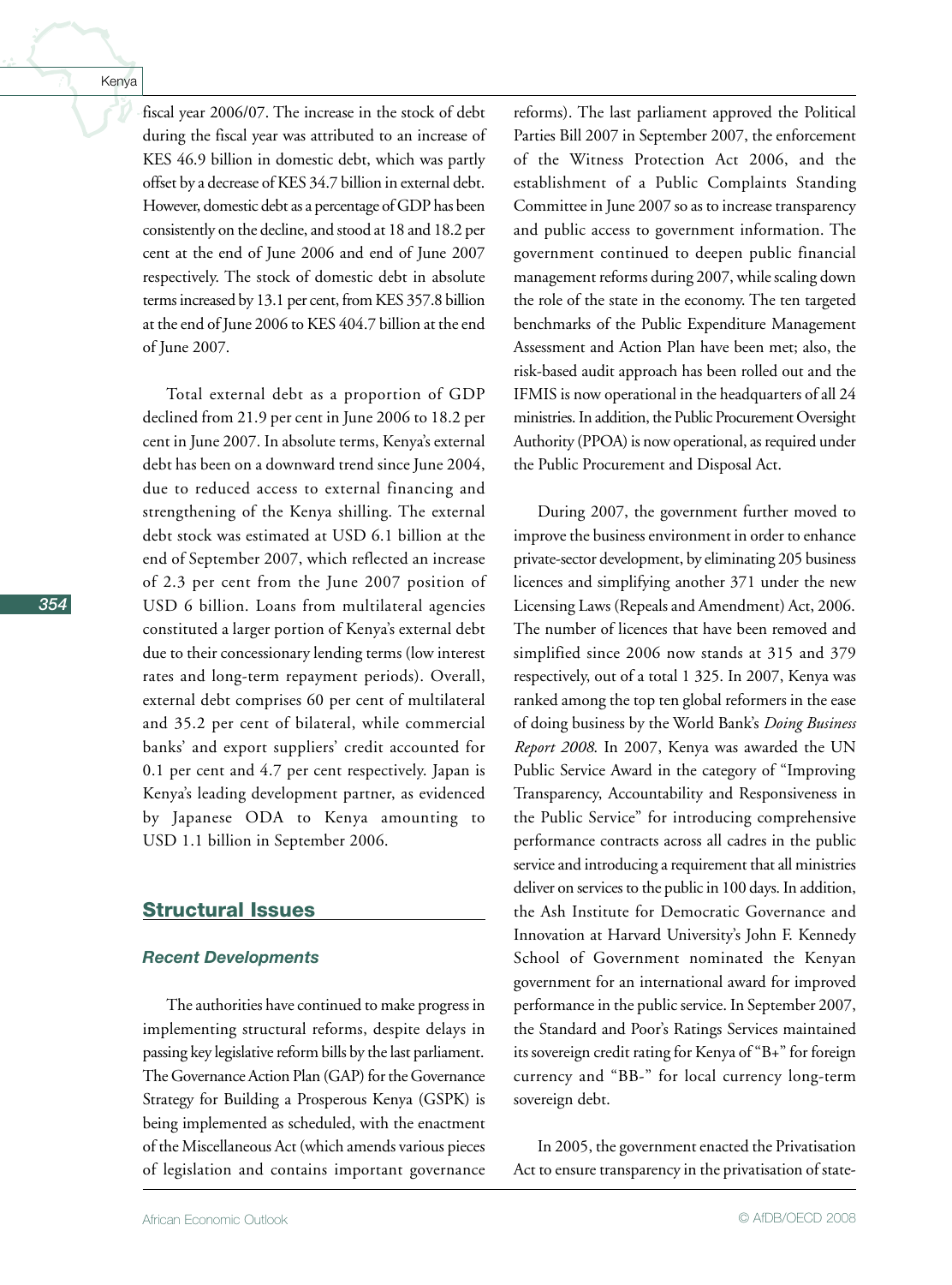fiscal year 2006/07. The increase in the stock of debt during the fiscal year was attributed to an increase of KES 46.9 billion in domestic debt, which was partly offset by a decrease of KES 34.7 billion in external debt. However, domestic debt as a percentage of GDP has been consistently on the decline, and stood at 18 and 18.2 per cent at the end of June 2006 and end of June 2007 respectively. The stock of domestic debt in absolute terms increased by 13.1 per cent, from KES 357.8 billion at the end of June 2006 to KES 404.7 billion at the end of June 2007.

Total external debt as a proportion of GDP declined from 21.9 per cent in June 2006 to 18.2 per cent in June 2007. In absolute terms, Kenya's external debt has been on a downward trend since June 2004, due to reduced access to external financing and strengthening of the Kenya shilling. The external debt stock was estimated at USD 6.1 billion at the end of September 2007, which reflected an increase of 2.3 per cent from the June 2007 position of USD 6 billion. Loans from multilateral agencies constituted a larger portion of Kenya's external debt due to their concessionary lending terms (low interest rates and long-term repayment periods). Overall, external debt comprises 60 per cent of multilateral and 35.2 per cent of bilateral, while commercial banks' and export suppliers' credit accounted for 0.1 per cent and 4.7 per cent respectively. Japan is Kenya's leading development partner, as evidenced by Japanese ODA to Kenya amounting to USD 1.1 billion in September 2006.

## Structural Issues

### *Recent Developments*

The authorities have continued to make progress in implementing structural reforms, despite delays in passing key legislative reform bills by the last parliament. The Governance Action Plan (GAP) for the Governance Strategy for Building a Prosperous Kenya (GSPK) is being implemented as scheduled, with the enactment of the Miscellaneous Act (which amends various pieces of legislation and contains important governance reforms). The last parliament approved the Political Parties Bill 2007 in September 2007, the enforcement of the Witness Protection Act 2006, and the establishment of a Public Complaints Standing Committee in June 2007 so as to increase transparency and public access to government information. The government continued to deepen public financial management reforms during 2007, while scaling down the role of the state in the economy. The ten targeted benchmarks of the Public Expenditure Management Assessment and Action Plan have been met; also, the risk-based audit approach has been rolled out and the IFMIS is now operational in the headquarters of all 24 ministries. In addition, the Public Procurement Oversight Authority (PPOA) is now operational, as required under the Public Procurement and Disposal Act.

During 2007, the government further moved to improve the business environment in order to enhance private-sector development, by eliminating 205 business licences and simplifying another 371 under the new Licensing Laws (Repeals and Amendment) Act, 2006. The number of licences that have been removed and simplified since 2006 now stands at 315 and 379 respectively, out of a total 1 325. In 2007, Kenya was ranked among the top ten global reformers in the ease of doing business by the World Bank's *Doing Business Report 2008*. In 2007, Kenya was awarded the UN Public Service Award in the category of "Improving Transparency, Accountability and Responsiveness in the Public Service" for introducing comprehensive performance contracts across all cadres in the public service and introducing a requirement that all ministries deliver on services to the public in 100 days. In addition, the Ash Institute for Democratic Governance and Innovation at Harvard University's John F. Kennedy School of Government nominated the Kenyan government for an international award for improved performance in the public service. In September 2007, the Standard and Poor's Ratings Services maintained its sovereign credit rating for Kenya of "B+" for foreign currency and "BB-" for local currency long-term sovereign debt.

In 2005, the government enacted the Privatisation Act to ensure transparency in the privatisation of state-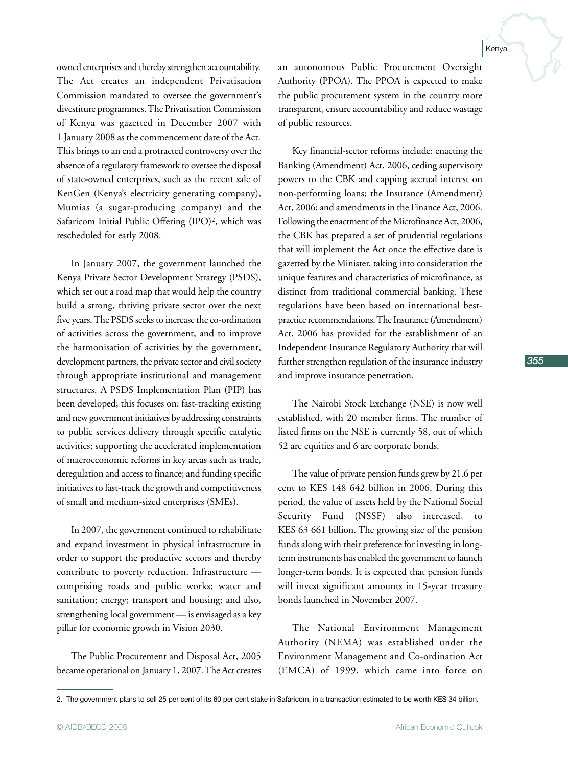owned enterprises and thereby strengthen accountability. The Act creates an independent Privatisation Commission mandated to oversee the government's divestiture programmes. The Privatisation Commission of Kenya was gazetted in December 2007 with 1 January 2008 as the commencement date of the Act. This brings to an end a protracted controversy over the absence of a regulatory framework to oversee the disposal of state-owned enterprises, such as the recent sale of KenGen (Kenya's electricity generating company), Mumias (a sugar-producing company) and the Safaricom Initial Public Offering (IPO)[2], which was rescheduled for early 2008.

In January 2007, the government launched the Kenya Private Sector Development Strategy (PSDS), which set out a road map that would help the country build a strong, thriving private sector over the next five years. The PSDS seeks to increase the co-ordination of activities across the government, and to improve the harmonisation of activities by the government, development partners, the private sector and civil society through appropriate institutional and management structures. A PSDS Implementation Plan (PIP) has been developed; this focuses on: fast-tracking existing and new government initiatives by addressing constraints to public services delivery through specific catalytic activities; supporting the accelerated implementation of macroeconomic reforms in key areas such as trade, deregulation and access to finance; and funding specific initiatives to fast-track the growth and competitiveness of small and medium-sized enterprises (SMEs).

In 2007, the government continued to rehabilitate and expand investment in physical infrastructure in order to support the productive sectors and thereby contribute to poverty reduction. Infrastructure — comprising roads and public works; water and sanitation; energy; transport and housing; and also, strengthening local government — is envisaged as a key pillar for economic growth in Vision 2030.

The Public Procurement and Disposal Act, 2005 became operational on January 1, 2007. The Act creates an autonomous Public Procurement Oversight Authority (PPOA). The PPOA is expected to make the public procurement system in the country more transparent, ensure accountability and reduce wastage of public resources.

Key financial-sector reforms include: enacting the Banking (Amendment) Act, 2006, ceding supervisory powers to the CBK and capping accrual interest on non-performing loans; the Insurance (Amendment) Act, 2006; and amendments in the Finance Act, 2006. Following the enactment of the Microfinance Act, 2006, the CBK has prepared a set of prudential regulations that will implement the Act once the effective date is gazetted by the Minister, taking into consideration the unique features and characteristics of microfinance, as distinct from traditional commercial banking. These regulations have been based on international best-practice recommendations. The Insurance (Amendment) Act, 2006 has provided for the establishment of an Independent Insurance Regulatory Authority that will further strengthen regulation of the insurance industry and improve insurance penetration.

The Nairobi Stock Exchange (NSE) is now well established, with 20 member firms. The number of listed firms on the NSE is currently 58, out of which 52 are equities and 6 are corporate bonds.

The value of private pension funds grew by 21.6 per cent to KES 148 642 billion in 2006. During this period, the value of assets held by the National Social Security Fund (NSSF) also increased, to KES 63 661 billion. The growing size of the pension funds along with their preference for investing in long-term instruments has enabled the government to launch longer-term bonds. It is expected that pension funds will invest significant amounts in 15-year treasury bonds launched in November 2007.

The National Environment Management Authority (NEMA) was established under the Environment Management and Co-ordination Act (EMCA) of 1999, which came into force on

2. The government plans to sell 25 per cent of its 60 per cent stake in Safaricom, in a transaction estimated to be worth KES 34 billion.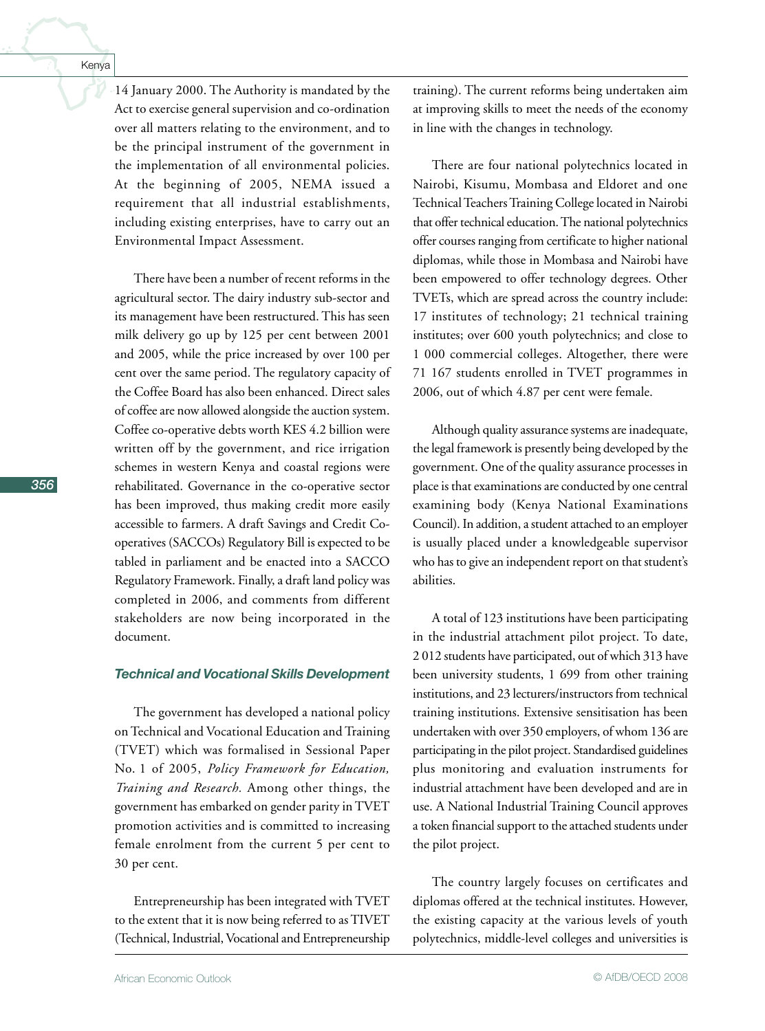14 January 2000. The Authority is mandated by the Act to exercise general supervision and co-ordination over all matters relating to the environment, and to be the principal instrument of the government in the implementation of all environmental policies. At the beginning of 2005, NEMA issued a requirement that all industrial establishments, including existing enterprises, have to carry out an Environmental Impact Assessment.

There have been a number of recent reforms in the agricultural sector. The dairy industry sub-sector and its management have been restructured. This has seen milk delivery go up by 125 per cent between 2001 and 2005, while the price increased by over 100 per cent over the same period. The regulatory capacity of the Coffee Board has also been enhanced. Direct sales of coffee are now allowed alongside the auction system. Coffee co-operative debts worth KES 4.2 billion were written off by the government, and rice irrigation schemes in western Kenya and coastal regions were rehabilitated. Governance in the co-operative sector has been improved, thus making credit more easily accessible to farmers. A draft Savings and Credit Co-operatives (SACCOs) Regulatory Bill is expected to be tabled in parliament and be enacted into a SACCO Regulatory Framework. Finally, a draft land policy was completed in 2006, and comments from different stakeholders are now being incorporated in the document.

### *Technical and Vocational Skills Development*

The government has developed a national policy on Technical and Vocational Education and Training (TVET) which was formalised in Sessional Paper No. 1 of 2005, *Policy Framework for Education, Training and Research.* Among other things, the government has embarked on gender parity in TVET promotion activities and is committed to increasing female enrolment from the current 5 per cent to 30 per cent.

Entrepreneurship has been integrated with TVET to the extent that it is now being referred to as TIVET (Technical, Industrial, Vocational and Entrepreneurship training). The current reforms being undertaken aim at improving skills to meet the needs of the economy in line with the changes in technology.

There are four national polytechnics located in Nairobi, Kisumu, Mombasa and Eldoret and one Technical Teachers Training College located in Nairobi that offer technical education. The national polytechnics offer courses ranging from certificate to higher national diplomas, while those in Mombasa and Nairobi have been empowered to offer technology degrees. Other TVETs, which are spread across the country include: 17 institutes of technology; 21 technical training institutes; over 600 youth polytechnics; and close to 1 000 commercial colleges. Altogether, there were 71 167 students enrolled in TVET programmes in 2006, out of which 4.87 per cent were female.

Although quality assurance systems are inadequate, the legal framework is presently being developed by the government. One of the quality assurance processes in place is that examinations are conducted by one central examining body (Kenya National Examinations Council). In addition, a student attached to an employer is usually placed under a knowledgeable supervisor who has to give an independent report on that student's abilities.

A total of 123 institutions have been participating in the industrial attachment pilot project. To date, 2 012 students have participated, out of which 313 have been university students, 1 699 from other training institutions, and 23 lecturers/instructors from technical training institutions. Extensive sensitisation has been undertaken with over 350 employers, of whom 136 are participating in the pilot project. Standardised guidelines plus monitoring and evaluation instruments for industrial attachment have been developed and are in use. A National Industrial Training Council approves a token financial support to the attached students under the pilot project.

The country largely focuses on certificates and diplomas offered at the technical institutes. However, the existing capacity at the various levels of youth polytechnics, middle-level colleges and universities is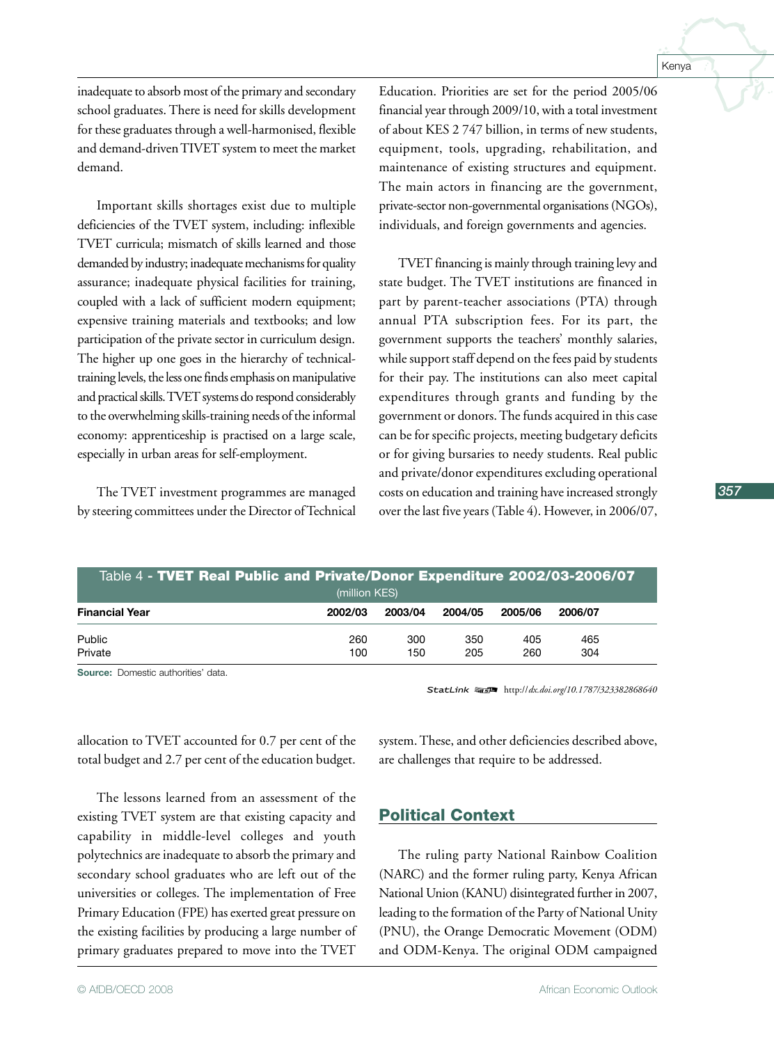inadequate to absorb most of the primary and secondary school graduates. There is need for skills development for these graduates through a well-harmonised, flexible and demand-driven TIVET system to meet the market demand.

Important skills shortages exist due to multiple deficiencies of the TVET system, including: inflexible TVET curricula; mismatch of skills learned and those demanded by industry; inadequate mechanisms for quality assurance; inadequate physical facilities for training, coupled with a lack of sufficient modern equipment; expensive training materials and textbooks; and low participation of the private sector in curriculum design. The higher up one goes in the hierarchy of technical-training levels, the less one finds emphasis on manipulative and practical skills. TVET systems do respond considerably to the overwhelming skills-training needs of the informal economy: apprenticeship is practised on a large scale, especially in urban areas for self-employment.

The TVET investment programmes are managed by steering committees under the Director of Technical Education. Priorities are set for the period 2005/06 financial year through 2009/10, with a total investment of about KES 2 747 billion, in terms of new students, equipment, tools, upgrading, rehabilitation, and maintenance of existing structures and equipment. The main actors in financing are the government, private-sector non-governmental organisations (NGOs), individuals, and foreign governments and agencies.

TVET financing is mainly through training levy and state budget. The TVET institutions are financed in part by parent-teacher associations (PTA) through annual PTA subscription fees. For its part, the government supports the teachers' monthly salaries, while support staff depend on the fees paid by students for their pay. The institutions can also meet capital expenditures through grants and funding by the government or donors. The funds acquired in this case can be for specific projects, meeting budgetary deficits or for giving bursaries to needy students. Real public and private/donor expenditures excluding operational costs on education and training have increased strongly over the last five years (Table 4). However, in 2006/07, allocation to TVET accounted for 0.7 per cent of the total budget and 2.7 per cent of the education budget.

Table 4 - **TVET Real Public and Private/Donor Expenditure 2002/03-2006/07**
(million KES)

| Financial Year | 2002/03 | 2003/04 | 2004/05 | 2005/06 | 2006/07 |
|---|---|---|---|---|---|
| Public | 260 | 300 | 350 | 405 | 465 |
| Private | 100 | 150 | 205 | 260 | 304 |

**Source:** Domestic authorities' data.

StatLink http://*dx.doi.org/10.1787/323382868640*

The lessons learned from an assessment of the existing TVET system are that existing capacity and capability in middle-level colleges and youth polytechnics are inadequate to absorb the primary and secondary school graduates who are left out of the universities or colleges. The implementation of Free Primary Education (FPE) has exerted great pressure on the existing facilities by producing a large number of primary graduates prepared to move into the TVET system. These, and other deficiencies described above, are challenges that require to be addressed.

## Political Context

The ruling party National Rainbow Coalition (NARC) and the former ruling party, Kenya African National Union (KANU) disintegrated further in 2007, leading to the formation of the Party of National Unity (PNU), the Orange Democratic Movement (ODM) and ODM-Kenya. The original ODM campaigned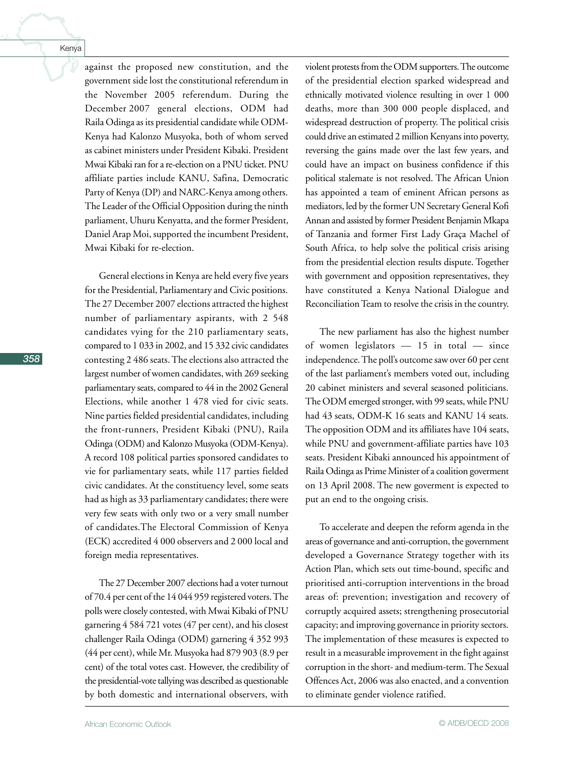against the proposed new constitution, and the government side lost the constitutional referendum in the November 2005 referendum. During the December 2007 general elections, ODM had Raila Odinga as its presidential candidate while ODM-Kenya had Kalonzo Musyoka, both of whom served as cabinet ministers under President Kibaki. President Mwai Kibaki ran for a re-election on a PNU ticket. PNU affiliate parties include KANU, Safina, Democratic Party of Kenya (DP) and NARC-Kenya among others. The Leader of the Official Opposition during the ninth parliament, Uhuru Kenyatta, and the former President, Daniel Arap Moi, supported the incumbent President, Mwai Kibaki for re-election.

General elections in Kenya are held every five years for the Presidential, Parliamentary and Civic positions. The 27 December 2007 elections attracted the highest number of parliamentary aspirants, with 2 548 candidates vying for the 210 parliamentary seats, compared to 1 033 in 2002, and 15 332 civic candidates contesting 2 486 seats. The elections also attracted the largest number of women candidates, with 269 seeking parliamentary seats, compared to 44 in the 2002 General Elections, while another 1 478 vied for civic seats. Nine parties fielded presidential candidates, including the front-runners, President Kibaki (PNU), Raila Odinga (ODM) and Kalonzo Musyoka (ODM-Kenya). A record 108 political parties sponsored candidates to vie for parliamentary seats, while 117 parties fielded civic candidates. At the constituency level, some seats had as high as 33 parliamentary candidates; there were very few seats with only two or a very small number of candidates.The Electoral Commission of Kenya (ECK) accredited 4 000 observers and 2 000 local and foreign media representatives.

The 27 December 2007 elections had a voter turnout of 70.4 per cent of the 14 044 959 registered voters. The polls were closely contested, with Mwai Kibaki of PNU garnering 4 584 721 votes (47 per cent), and his closest challenger Raila Odinga (ODM) garnering 4 352 993 (44 per cent), while Mr. Musyoka had 879 903 (8.9 per cent) of the total votes cast. However, the credibility of the presidential-vote tallying was described as questionable by both domestic and international observers, with violent protests from the ODM supporters. The outcome of the presidential election sparked widespread and ethnically motivated violence resulting in over 1 000 deaths, more than 300 000 people displaced, and widespread destruction of property. The political crisis could drive an estimated 2 million Kenyans into poverty, reversing the gains made over the last few years, and could have an impact on business confidence if this political stalemate is not resolved. The African Union has appointed a team of eminent African persons as mediators, led by the former UN Secretary General Kofi Annan and assisted by former President Benjamin Mkapa of Tanzania and former First Lady Graça Machel of South Africa, to help solve the political crisis arising from the presidential election results dispute. Together with government and opposition representatives, they have constituted a Kenya National Dialogue and Reconciliation Team to resolve the crisis in the country.

The new parliament has also the highest number of women legislators — 15 in total — since independence. The poll's outcome saw over 60 per cent of the last parliament's members voted out, including 20 cabinet ministers and several seasoned politicians. The ODM emerged stronger, with 99 seats, while PNU had 43 seats, ODM-K 16 seats and KANU 14 seats. The opposition ODM and its affiliates have 104 seats, while PNU and government-affiliate parties have 103 seats. President Kibaki announced his appointment of Raila Odinga as Prime Minister of a coalition goverment on 13 April 2008. The new goverment is expected to put an end to the ongoing crisis.

To accelerate and deepen the reform agenda in the areas of governance and anti-corruption, the government developed a Governance Strategy together with its Action Plan, which sets out time-bound, specific and prioritised anti-corruption interventions in the broad areas of: prevention; investigation and recovery of corruptly acquired assets; strengthening prosecutorial capacity; and improving governance in priority sectors. The implementation of these measures is expected to result in a measurable improvement in the fight against corruption in the short- and medium-term. The Sexual Offences Act, 2006 was also enacted, and a convention to eliminate gender violence ratified.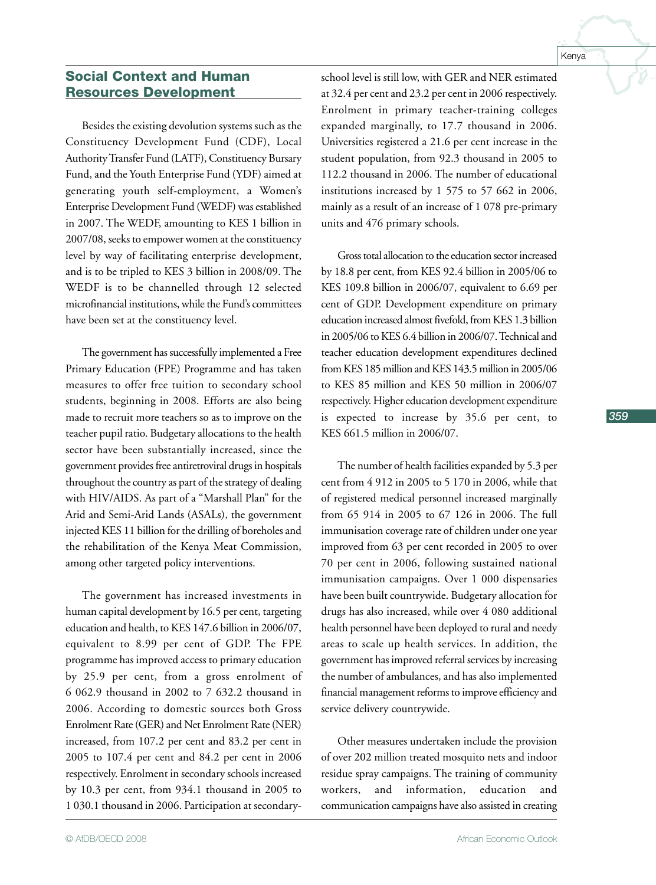## Social Context and Human Resources Development

Besides the existing devolution systems such as the Constituency Development Fund (CDF), Local Authority Transfer Fund (LATF), Constituency Bursary Fund, and the Youth Enterprise Fund (YDF) aimed at generating youth self-employment, a Women's Enterprise Development Fund (WEDF) was established in 2007. The WEDF, amounting to KES 1 billion in 2007/08, seeks to empower women at the constituency level by way of facilitating enterprise development, and is to be tripled to KES 3 billion in 2008/09. The WEDF is to be channelled through 12 selected microfinancial institutions, while the Fund's committees have been set at the constituency level.

The government has successfully implemented a Free Primary Education (FPE) Programme and has taken measures to offer free tuition to secondary school students, beginning in 2008. Efforts are also being made to recruit more teachers so as to improve on the teacher pupil ratio. Budgetary allocations to the health sector have been substantially increased, since the government provides free antiretroviral drugs in hospitals throughout the country as part of the strategy of dealing with HIV/AIDS. As part of a "Marshall Plan" for the Arid and Semi-Arid Lands (ASALs), the government injected KES 11 billion for the drilling of boreholes and the rehabilitation of the Kenya Meat Commission, among other targeted policy interventions.

The government has increased investments in human capital development by 16.5 per cent, targeting education and health, to KES 147.6 billion in 2006/07, equivalent to 8.99 per cent of GDP. The FPE programme has improved access to primary education by 25.9 per cent, from a gross enrolment of 6 062.9 thousand in 2002 to 7 632.2 thousand in 2006. According to domestic sources both Gross Enrolment Rate (GER) and Net Enrolment Rate (NER) increased, from 107.2 per cent and 83.2 per cent in 2005 to 107.4 per cent and 84.2 per cent in 2006 respectively. Enrolment in secondary schools increased by 10.3 per cent, from 934.1 thousand in 2005 to 1 030.1 thousand in 2006. Participation at secondary-school level is still low, with GER and NER estimated at 32.4 per cent and 23.2 per cent in 2006 respectively. Enrolment in primary teacher-training colleges expanded marginally, to 17.7 thousand in 2006. Universities registered a 21.6 per cent increase in the student population, from 92.3 thousand in 2005 to 112.2 thousand in 2006. The number of educational institutions increased by 1 575 to 57 662 in 2006, mainly as a result of an increase of 1 078 pre-primary units and 476 primary schools.

Gross total allocation to the education sector increased by 18.8 per cent, from KES 92.4 billion in 2005/06 to KES 109.8 billion in 2006/07, equivalent to 6.69 per cent of GDP. Development expenditure on primary education increased almost fivefold, from KES 1.3 billion in 2005/06 to KES 6.4 billion in 2006/07. Technical and teacher education development expenditures declined from KES 185 million and KES 143.5 million in 2005/06 to KES 85 million and KES 50 million in 2006/07 respectively. Higher education development expenditure is expected to increase by 35.6 per cent, to KES 661.5 million in 2006/07.

The number of health facilities expanded by 5.3 per cent from 4 912 in 2005 to 5 170 in 2006, while that of registered medical personnel increased marginally from 65 914 in 2005 to 67 126 in 2006. The full immunisation coverage rate of children under one year improved from 63 per cent recorded in 2005 to over 70 per cent in 2006, following sustained national immunisation campaigns. Over 1 000 dispensaries have been built countrywide. Budgetary allocation for drugs has also increased, while over 4 080 additional health personnel have been deployed to rural and needy areas to scale up health services. In addition, the government has improved referral services by increasing the number of ambulances, and has also implemented financial management reforms to improve efficiency and service delivery countrywide.

Other measures undertaken include the provision of over 202 million treated mosquito nets and indoor residue spray campaigns. The training of community workers, and information, education and communication campaigns have also assisted in creating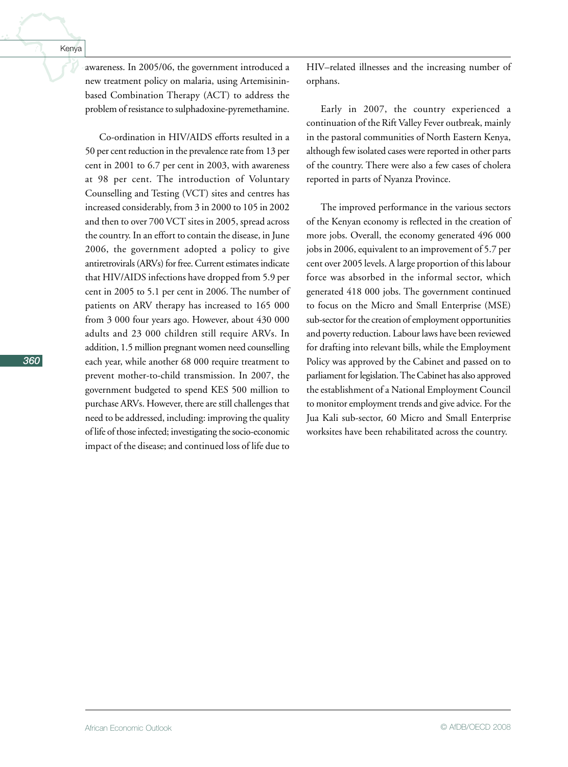awareness. In 2005/06, the government introduced a new treatment policy on malaria, using Artemisinin-based Combination Therapy (ACT) to address the problem of resistance to sulphadoxine-pyremethamine.

Co-ordination in HIV/AIDS efforts resulted in a 50 per cent reduction in the prevalence rate from 13 per cent in 2001 to 6.7 per cent in 2003, with awareness at 98 per cent. The introduction of Voluntary Counselling and Testing (VCT) sites and centres has increased considerably, from 3 in 2000 to 105 in 2002 and then to over 700 VCT sites in 2005, spread across the country. In an effort to contain the disease, in June 2006, the government adopted a policy to give antiretrovirals (ARVs) for free. Current estimates indicate that HIV/AIDS infections have dropped from 5.9 per cent in 2005 to 5.1 per cent in 2006. The number of patients on ARV therapy has increased to 165 000 from 3 000 four years ago. However, about 430 000 adults and 23 000 children still require ARVs. In addition, 1.5 million pregnant women need counselling each year, while another 68 000 require treatment to prevent mother-to-child transmission. In 2007, the government budgeted to spend KES 500 million to purchase ARVs. However, there are still challenges that need to be addressed, including: improving the quality of life of those infected; investigating the socio-economic impact of the disease; and continued loss of life due to HIV–related illnesses and the increasing number of orphans.

Early in 2007, the country experienced a continuation of the Rift Valley Fever outbreak, mainly in the pastoral communities of North Eastern Kenya, although few isolated cases were reported in other parts of the country. There were also a few cases of cholera reported in parts of Nyanza Province.

The improved performance in the various sectors of the Kenyan economy is reflected in the creation of more jobs. Overall, the economy generated 496 000 jobs in 2006, equivalent to an improvement of 5.7 per cent over 2005 levels. A large proportion of this labour force was absorbed in the informal sector, which generated 418 000 jobs. The government continued to focus on the Micro and Small Enterprise (MSE) sub-sector for the creation of employment opportunities and poverty reduction. Labour laws have been reviewed for drafting into relevant bills, while the Employment Policy was approved by the Cabinet and passed on to parliament for legislation. The Cabinet has also approved the establishment of a National Employment Council to monitor employment trends and give advice. For the Jua Kali sub-sector, 60 Micro and Small Enterprise worksites have been rehabilitated across the country.